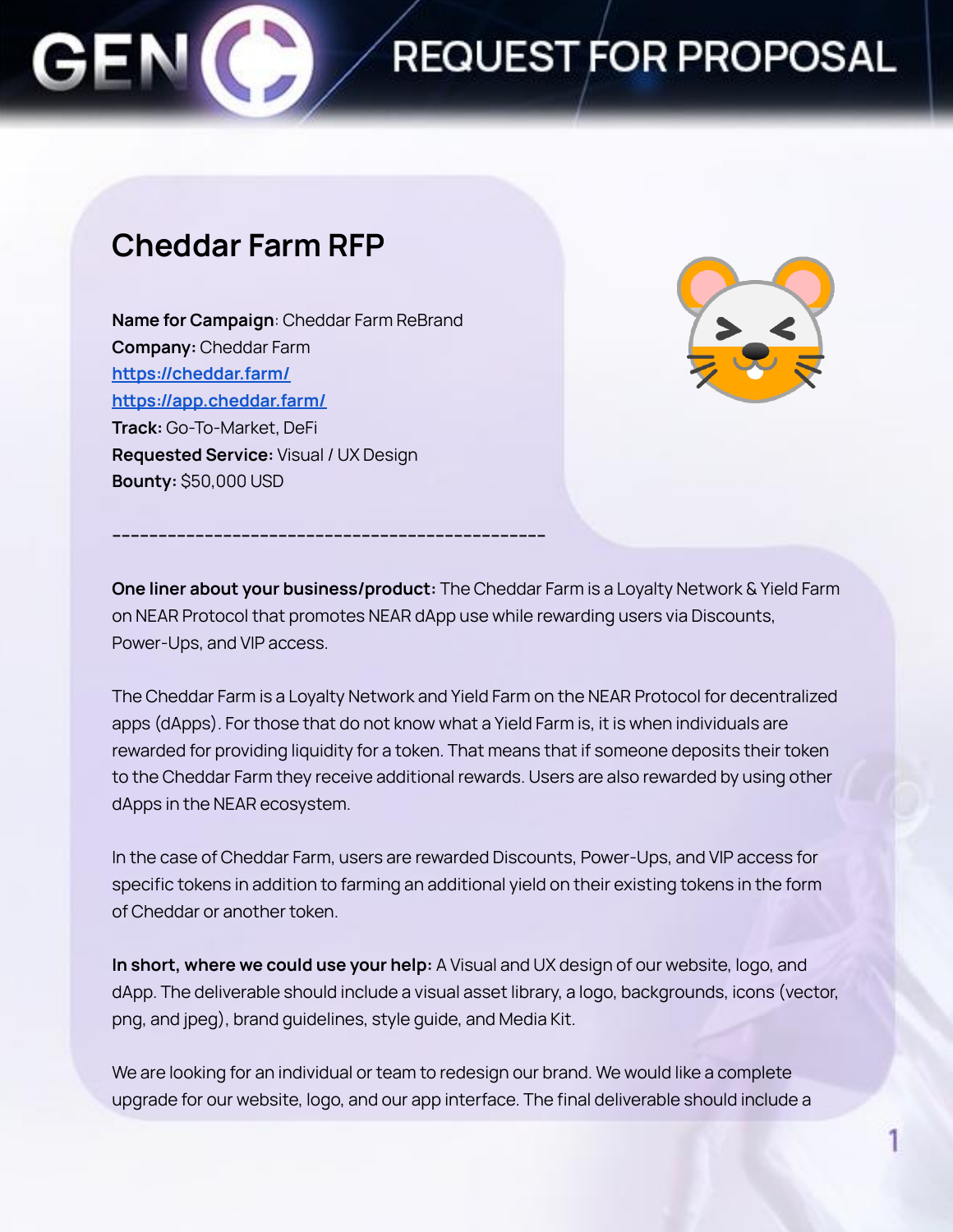# REQUEST FOR PROPOSAL

## Cheddar Farm RFP

**Name for Campaign**: Cheddar Farm ReBrand
**Company:** Cheddar Farm
https://cheddar.farm/
https://app.cheddar.farm/
**Track:** Go-To-Market, DeFi
**Requested Service:** Visual / UX Design
**Bounty:** $50,000 USD

-----------------------------------------------

**One liner about your business/product:** The Cheddar Farm is a Loyalty Network & Yield Farm on NEAR Protocol that promotes NEAR dApp use while rewarding users via Discounts, Power-Ups, and VIP access.

The Cheddar Farm is a Loyalty Network and Yield Farm on the NEAR Protocol for decentralized apps (dApps). For those that do not know what a Yield Farm is, it is when individuals are rewarded for providing liquidity for a token. That means that if someone deposits their token to the Cheddar Farm they receive additional rewards. Users are also rewarded by using other dApps in the NEAR ecosystem.

In the case of Cheddar Farm, users are rewarded Discounts, Power-Ups, and VIP access for specific tokens in addition to farming an additional yield on their existing tokens in the form of Cheddar or another token.

**In short, where we could use your help:** A Visual and UX design of our website, logo, and dApp. The deliverable should include a visual asset library, a logo, backgrounds, icons (vector, png, and jpeg), brand guidelines, style guide, and Media Kit.

We are looking for an individual or team to redesign our brand. We would like a complete upgrade for our website, logo, and our app interface. The final deliverable should include a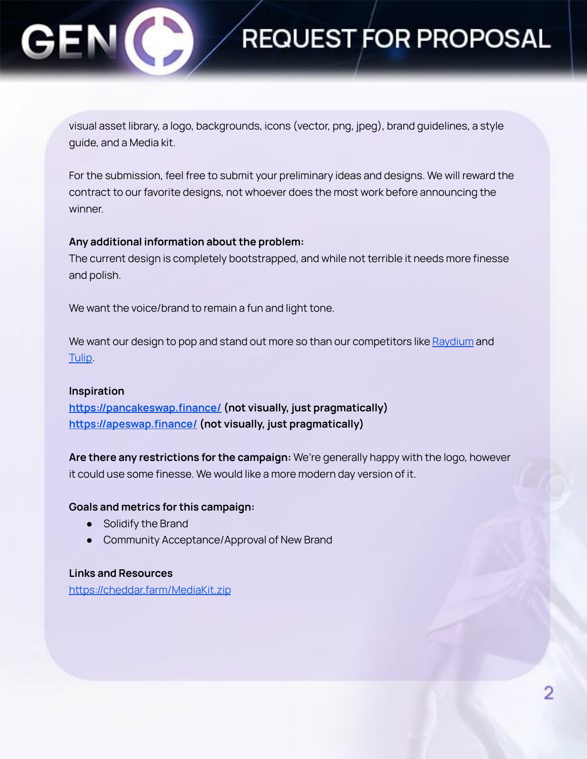visual asset library, a logo, backgrounds, icons (vector, png, jpeg), brand guidelines, a style guide, and a Media kit.

For the submission, feel free to submit your preliminary ideas and designs. We will reward the contract to our favorite designs, not whoever does the most work before announcing the winner.

**Any additional information about the problem:**
The current design is completely bootstrapped, and while not terrible it needs more finesse and polish.

We want the voice/brand to remain a fun and light tone.

We want our design to pop and stand out more so than our competitors like [Raydium](Raydium) and [Tulip](Tulip).

**Inspiration**
**[https://pancakeswap.finance/](https://pancakeswap.finance/) (not visually, just pragmatically)**
**[https://apeswap.finance/](https://apeswap.finance/) (not visually, just pragmatically)**

**Are there any restrictions for the campaign:** We're generally happy with the logo, however it could use some finesse. We would like a more modern day version of it.

**Goals and metrics for this campaign:**

- Solidify the Brand
- Community Acceptance/Approval of New Brand

**Links and Resources**
[https://cheddar.farm/MediaKit.zip](https://cheddar.farm/MediaKit.zip)